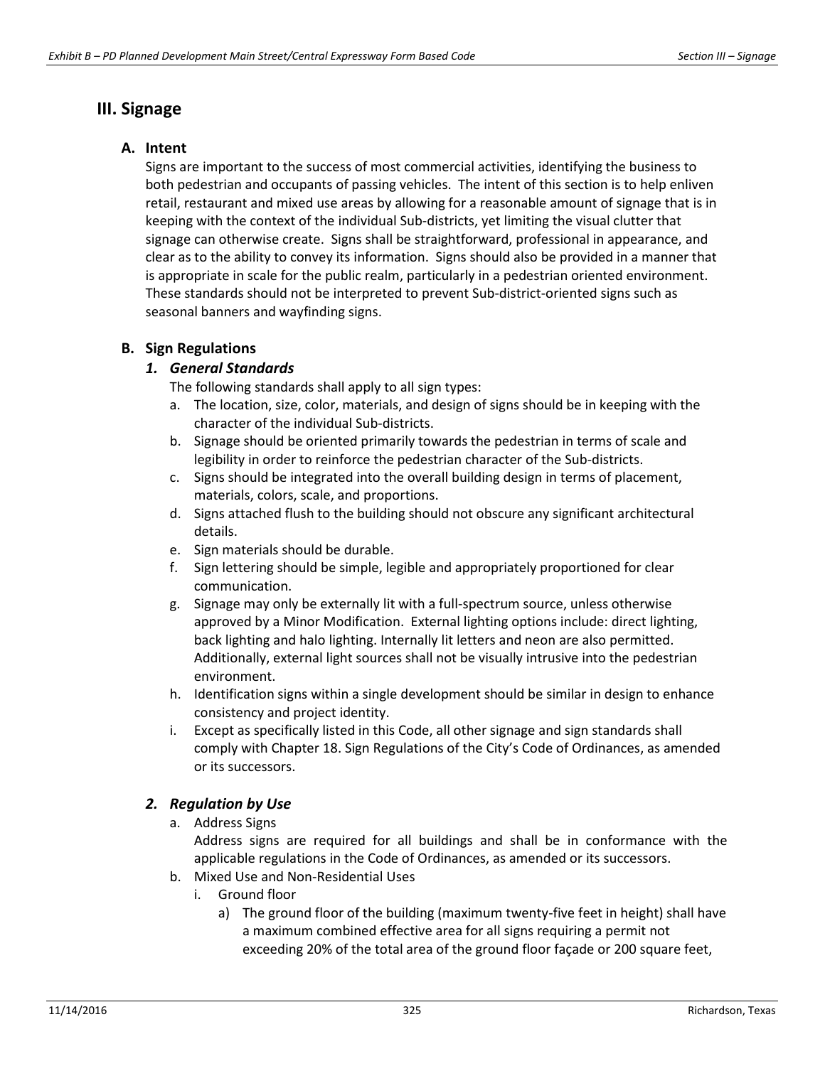# III. Signage

## A. Intent

Signs are important to the success of most commercial activities, identifying the business to both pedestrian and occupants of passing vehicles. The intent of this section is to help enliven retail, restaurant and mixed use areas by allowing for a reasonable amount of signage that is in keeping with the context of the individual Sub-districts, yet limiting the visual clutter that signage can otherwise create. Signs shall be straightforward, professional in appearance, and clear as to the ability to convey its information. Signs should also be provided in a manner that is appropriate in scale for the public realm, particularly in a pedestrian oriented environment. These standards should not be interpreted to prevent Sub-district-oriented signs such as seasonal banners and wayfinding signs.

## B. Sign Regulations

### *1. General Standards*

The following standards shall apply to all sign types:

a. The location, size, color, materials, and design of signs should be in keeping with the character of the individual Sub-districts.
b. Signage should be oriented primarily towards the pedestrian in terms of scale and legibility in order to reinforce the pedestrian character of the Sub-districts.
c. Signs should be integrated into the overall building design in terms of placement, materials, colors, scale, and proportions.
d. Signs attached flush to the building should not obscure any significant architectural details.
e. Sign materials should be durable.
f. Sign lettering should be simple, legible and appropriately proportioned for clear communication.
g. Signage may only be externally lit with a full-spectrum source, unless otherwise approved by a Minor Modification. External lighting options include: direct lighting, back lighting and halo lighting. Internally lit letters and neon are also permitted. Additionally, external light sources shall not be visually intrusive into the pedestrian environment.
h. Identification signs within a single development should be similar in design to enhance consistency and project identity.
i. Except as specifically listed in this Code, all other signage and sign standards shall comply with Chapter 18. Sign Regulations of the City's Code of Ordinances, as amended or its successors.

### *2. Regulation by Use*

a. Address Signs

Address signs are required for all buildings and shall be in conformance with the applicable regulations in the Code of Ordinances, as amended or its successors.

b. Mixed Use and Non-Residential Uses

i. Ground floor

a) The ground floor of the building (maximum twenty-five feet in height) shall have a maximum combined effective area for all signs requiring a permit not exceeding 20% of the total area of the ground floor façade or 200 square feet,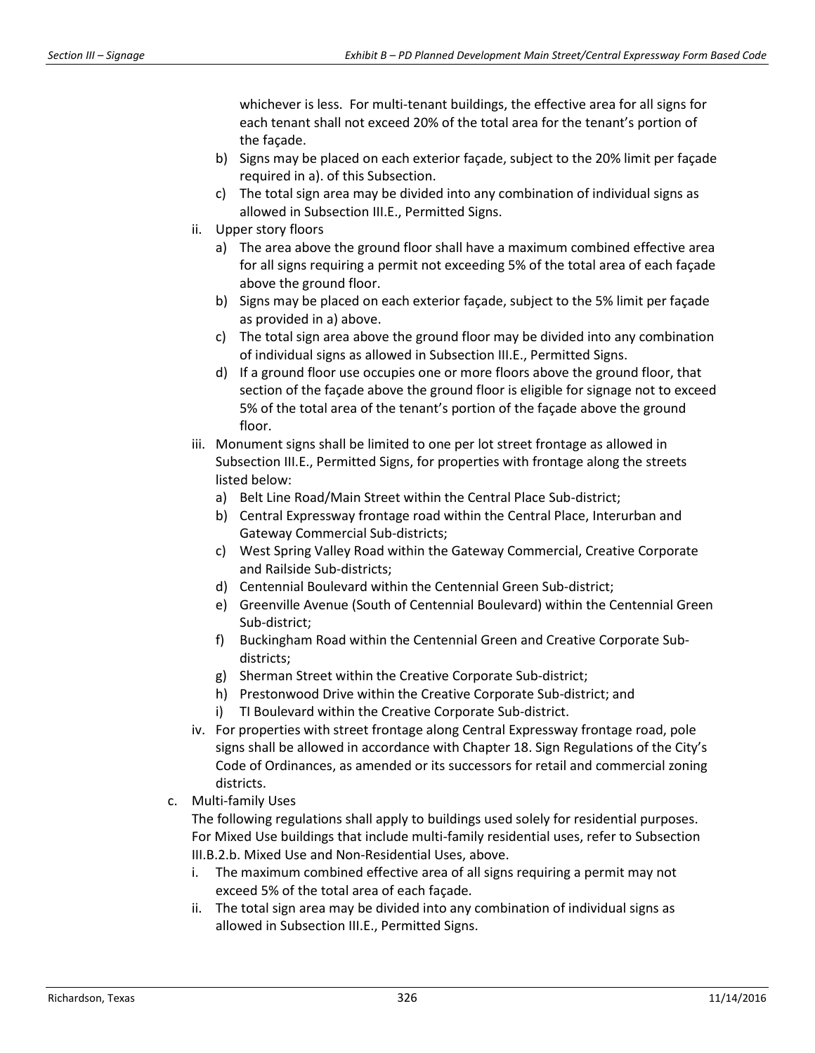whichever is less. For multi-tenant buildings, the effective area for all signs for each tenant shall not exceed 20% of the total area for the tenant's portion of the façade.

   b) Signs may be placed on each exterior façade, subject to the 20% limit per façade required in a). of this Subsection.
   c) The total sign area may be divided into any combination of individual signs as allowed in Subsection III.E., Permitted Signs.

ii. Upper story floors
   a) The area above the ground floor shall have a maximum combined effective area for all signs requiring a permit not exceeding 5% of the total area of each façade above the ground floor.
   b) Signs may be placed on each exterior façade, subject to the 5% limit per façade as provided in a) above.
   c) The total sign area above the ground floor may be divided into any combination of individual signs as allowed in Subsection III.E., Permitted Signs.
   d) If a ground floor use occupies one or more floors above the ground floor, that section of the façade above the ground floor is eligible for signage not to exceed 5% of the total area of the tenant's portion of the façade above the ground floor.

iii. Monument signs shall be limited to one per lot street frontage as allowed in Subsection III.E., Permitted Signs, for properties with frontage along the streets listed below:
   a) Belt Line Road/Main Street within the Central Place Sub-district;
   b) Central Expressway frontage road within the Central Place, Interurban and Gateway Commercial Sub-districts;
   c) West Spring Valley Road within the Gateway Commercial, Creative Corporate and Railside Sub-districts;
   d) Centennial Boulevard within the Centennial Green Sub-district;
   e) Greenville Avenue (South of Centennial Boulevard) within the Centennial Green Sub-district;
   f) Buckingham Road within the Centennial Green and Creative Corporate Sub-districts;
   g) Sherman Street within the Creative Corporate Sub-district;
   h) Prestonwood Drive within the Creative Corporate Sub-district; and
   i) TI Boulevard within the Creative Corporate Sub-district.

iv. For properties with street frontage along Central Expressway frontage road, pole signs shall be allowed in accordance with Chapter 18. Sign Regulations of the City's Code of Ordinances, as amended or its successors for retail and commercial zoning districts.

c. Multi-family Uses

The following regulations shall apply to buildings used solely for residential purposes. For Mixed Use buildings that include multi-family residential uses, refer to Subsection III.B.2.b. Mixed Use and Non-Residential Uses, above.

   i. The maximum combined effective area of all signs requiring a permit may not exceed 5% of the total area of each façade.
   ii. The total sign area may be divided into any combination of individual signs as allowed in Subsection III.E., Permitted Signs.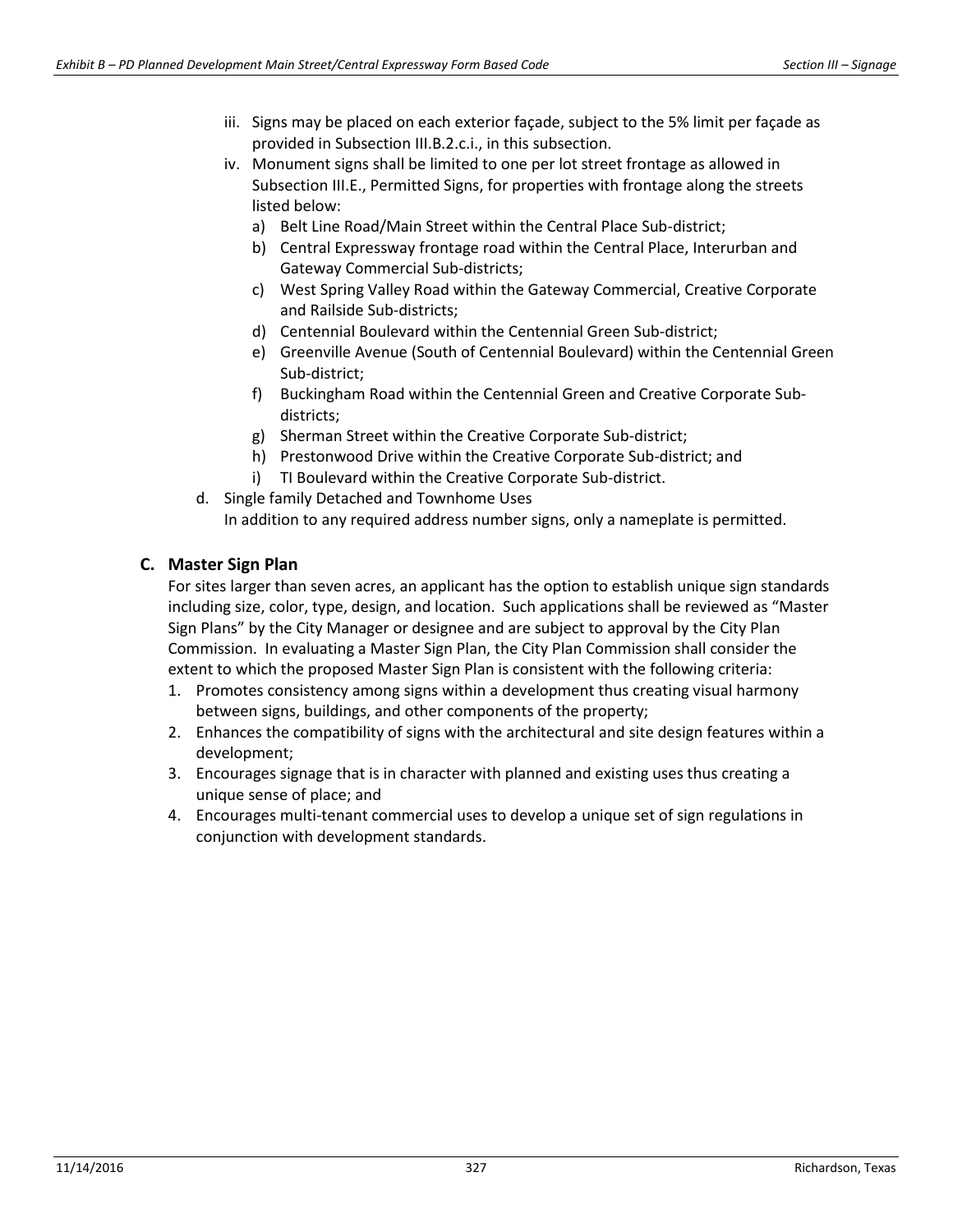iii. Signs may be placed on each exterior façade, subject to the 5% limit per façade as provided in Subsection III.B.2.c.i., in this subsection.

iv. Monument signs shall be limited to one per lot street frontage as allowed in Subsection III.E., Permitted Signs, for properties with frontage along the streets listed below:

   a) Belt Line Road/Main Street within the Central Place Sub-district;
   b) Central Expressway frontage road within the Central Place, Interurban and Gateway Commercial Sub-districts;
   c) West Spring Valley Road within the Gateway Commercial, Creative Corporate and Railside Sub-districts;
   d) Centennial Boulevard within the Centennial Green Sub-district;
   e) Greenville Avenue (South of Centennial Boulevard) within the Centennial Green Sub-district;
   f) Buckingham Road within the Centennial Green and Creative Corporate Sub-districts;
   g) Sherman Street within the Creative Corporate Sub-district;
   h) Prestonwood Drive within the Creative Corporate Sub-district; and
   i) TI Boulevard within the Creative Corporate Sub-district.

d. Single family Detached and Townhome Uses

In addition to any required address number signs, only a nameplate is permitted.

## C. Master Sign Plan

For sites larger than seven acres, an applicant has the option to establish unique sign standards including size, color, type, design, and location. Such applications shall be reviewed as "Master Sign Plans" by the City Manager or designee and are subject to approval by the City Plan Commission. In evaluating a Master Sign Plan, the City Plan Commission shall consider the extent to which the proposed Master Sign Plan is consistent with the following criteria:

1. Promotes consistency among signs within a development thus creating visual harmony between signs, buildings, and other components of the property;
2. Enhances the compatibility of signs with the architectural and site design features within a development;
3. Encourages signage that is in character with planned and existing uses thus creating a unique sense of place; and
4. Encourages multi-tenant commercial uses to develop a unique set of sign regulations in conjunction with development standards.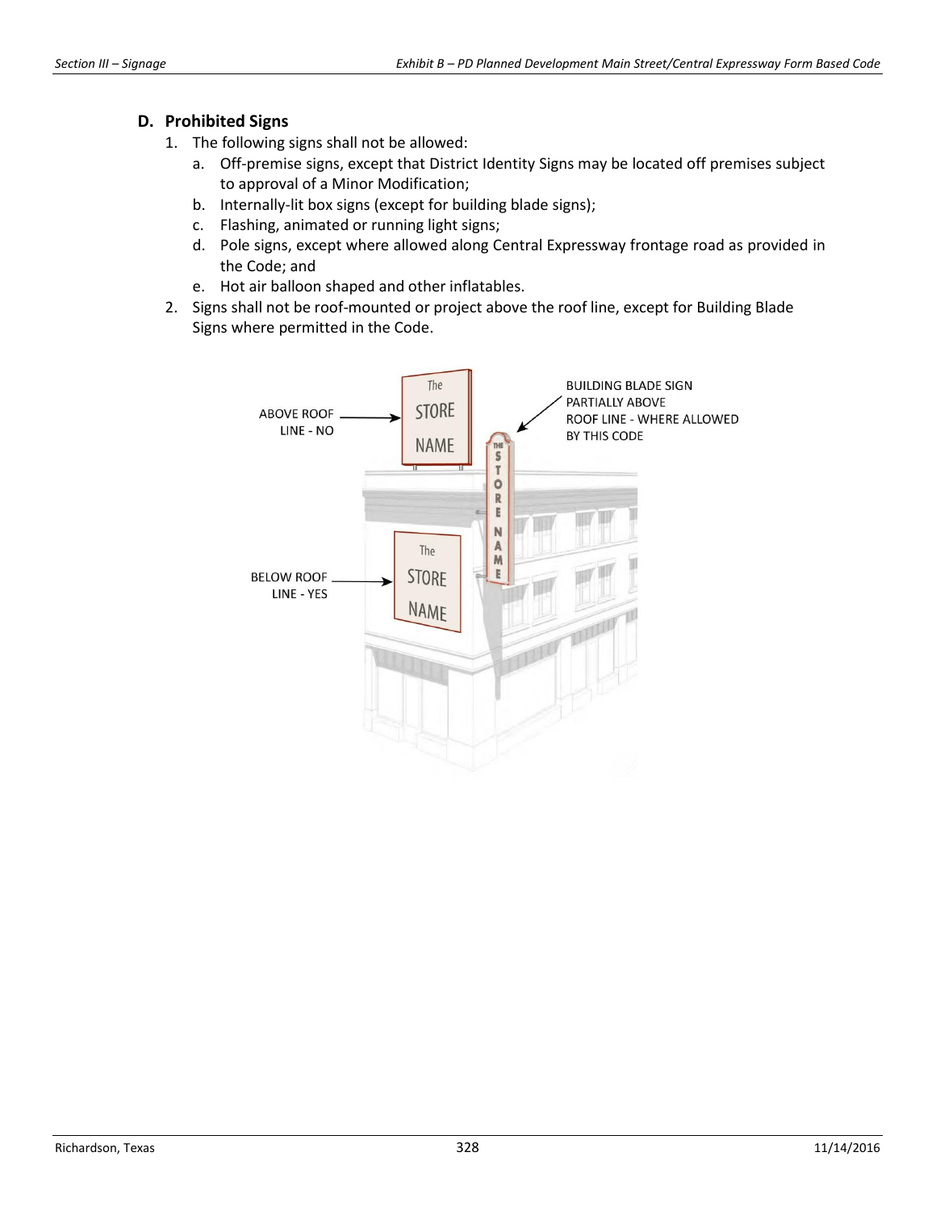### D. Prohibited Signs

1. The following signs shall not be allowed:
   a. Off-premise signs, except that District Identity Signs may be located off premises subject to approval of a Minor Modification;
   b. Internally-lit box signs (except for building blade signs);
   c. Flashing, animated or running light signs;
   d. Pole signs, except where allowed along Central Expressway frontage road as provided in the Code; and
   e. Hot air balloon shaped and other inflatables.
2. Signs shall not be roof-mounted or project above the roof line, except for Building Blade Signs where permitted in the Code.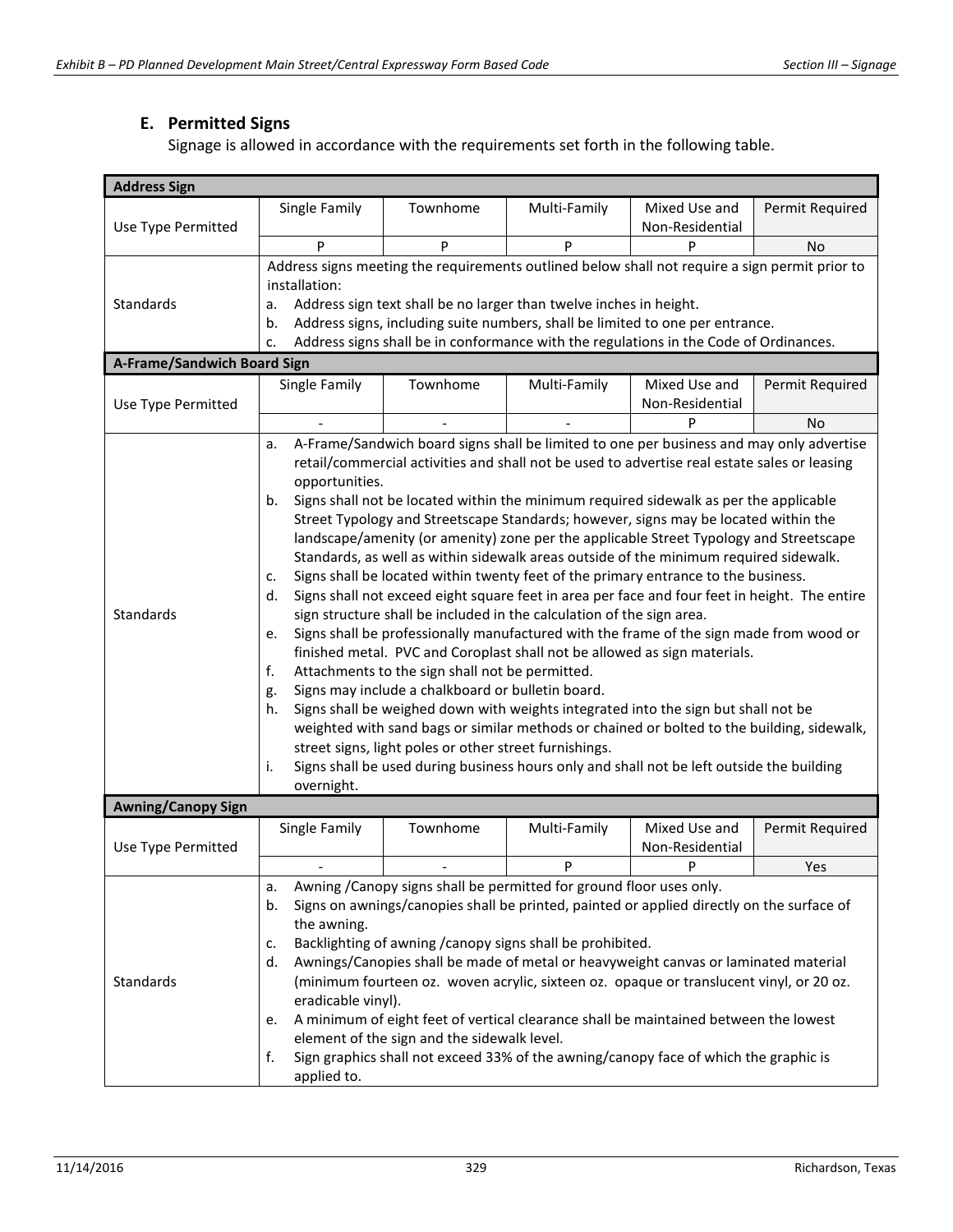### E. Permitted Signs

Signage is allowed in accordance with the requirements set forth in the following table.

| **Address Sign** | | | | | |
|---|---|---|---|---|---|
| Use Type Permitted | Single Family | Townhome | Multi-Family | Mixed Use and Non-Residential | Permit Required |
| | P | P | P | P | No |
| Standards | Address signs meeting the requirements outlined below shall not require a sign permit prior to installation:<br>a. Address sign text shall be no larger than twelve inches in height.<br>b. Address signs, including suite numbers, shall be limited to one per entrance.<br>c. Address signs shall be in conformance with the regulations in the Code of Ordinances. | | | | |
| **A-Frame/Sandwich Board Sign** | | | | | |
| Use Type Permitted | Single Family | Townhome | Multi-Family | Mixed Use and Non-Residential | Permit Required |
| | - | - | - | P | No |
| Standards | a. A-Frame/Sandwich board signs shall be limited to one per business and may only advertise retail/commercial activities and shall not be used to advertise real estate sales or leasing opportunities.<br>b. Signs shall not be located within the minimum required sidewalk as per the applicable Street Typology and Streetscape Standards; however, signs may be located within the landscape/amenity (or amenity) zone per the applicable Street Typology and Streetscape Standards, as well as within sidewalk areas outside of the minimum required sidewalk.<br>c. Signs shall be located within twenty feet of the primary entrance to the business.<br>d. Signs shall not exceed eight square feet in area per face and four feet in height. The entire sign structure shall be included in the calculation of the sign area.<br>e. Signs shall be professionally manufactured with the frame of the sign made from wood or finished metal. PVC and Coroplast shall not be allowed as sign materials.<br>f. Attachments to the sign shall not be permitted.<br>g. Signs may include a chalkboard or bulletin board.<br>h. Signs shall be weighed down with weights integrated into the sign but shall not be weighted with sand bags or similar methods or chained or bolted to the building, sidewalk, street signs, light poles or other street furnishings.<br>i. Signs shall be used during business hours only and shall not be left outside the building overnight. | | | | |
| **Awning/Canopy Sign** | | | | | |
| Use Type Permitted | Single Family | Townhome | Multi-Family | Mixed Use and Non-Residential | Permit Required |
| | - | - | P | P | Yes |
| Standards | a. Awning /Canopy signs shall be permitted for ground floor uses only.<br>b. Signs on awnings/canopies shall be printed, painted or applied directly on the surface of the awning.<br>c. Backlighting of awning /canopy signs shall be prohibited.<br>d. Awnings/Canopies shall be made of metal or heavyweight canvas or laminated material (minimum fourteen oz. woven acrylic, sixteen oz. opaque or translucent vinyl, or 20 oz. eradicable vinyl).<br>e. A minimum of eight feet of vertical clearance shall be maintained between the lowest element of the sign and the sidewalk level.<br>f. Sign graphics shall not exceed 33% of the awning/canopy face of which the graphic is applied to. | | | | |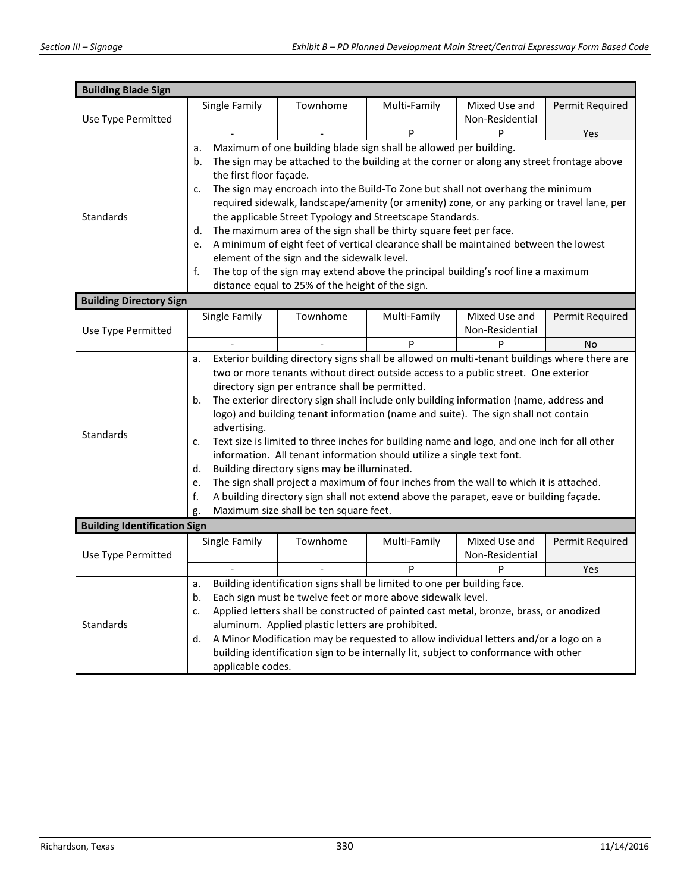## Building Blade Sign

| Use Type Permitted | Single Family | Townhome | Multi-Family | Mixed Use and Non-Residential | Permit Required |
|---|---|---|---|---|---|
| | - | - | P | P | Yes |

**Standards**

a. Maximum of one building blade sign shall be allowed per building.
b. The sign may be attached to the building at the corner or along any street frontage above the first floor façade.
c. The sign may encroach into the Build-To Zone but shall not overhang the minimum required sidewalk, landscape/amenity (or amenity) zone, or any parking or travel lane, per the applicable Street Typology and Streetscape Standards.
d. The maximum area of the sign shall be thirty square feet per face.
e. A minimum of eight feet of vertical clearance shall be maintained between the lowest element of the sign and the sidewalk level.
f. The top of the sign may extend above the principal building's roof line a maximum distance equal to 25% of the height of the sign.

## Building Directory Sign

| Use Type Permitted | Single Family | Townhome | Multi-Family | Mixed Use and Non-Residential | Permit Required |
|---|---|---|---|---|---|
| | - | - | P | P | No |

**Standards**

a. Exterior building directory signs shall be allowed on multi-tenant buildings where there are two or more tenants without direct outside access to a public street. One exterior directory sign per entrance shall be permitted.
b. The exterior directory sign shall include only building information (name, address and logo) and building tenant information (name and suite). The sign shall not contain advertising.
c. Text size is limited to three inches for building name and logo, and one inch for all other information. All tenant information should utilize a single text font.
d. Building directory signs may be illuminated.
e. The sign shall project a maximum of four inches from the wall to which it is attached.
f. A building directory sign shall not extend above the parapet, eave or building façade.
g. Maximum size shall be ten square feet.

## Building Identification Sign

| Use Type Permitted | Single Family | Townhome | Multi-Family | Mixed Use and Non-Residential | Permit Required |
|---|---|---|---|---|---|
| | - | - | P | P | Yes |

**Standards**

a. Building identification signs shall be limited to one per building face.
b. Each sign must be twelve feet or more above sidewalk level.
c. Applied letters shall be constructed of painted cast metal, bronze, brass, or anodized aluminum. Applied plastic letters are prohibited.
d. A Minor Modification may be requested to allow individual letters and/or a logo on a building identification sign to be internally lit, subject to conformance with other applicable codes.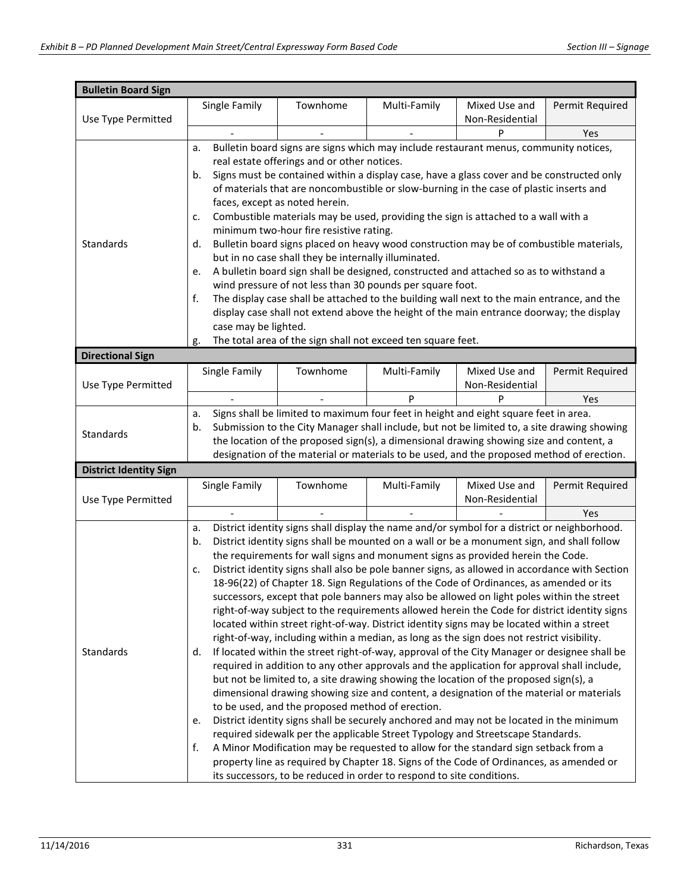### Bulletin Board Sign

| Use Type Permitted | Single Family | Townhome | Multi-Family | Mixed Use and Non-Residential | Permit Required |
|---|---|---|---|---|---|
| | - | - | - | P | Yes |

**Standards**

a. Bulletin board signs are signs which may include restaurant menus, community notices, real estate offerings and or other notices.
b. Signs must be contained within a display case, have a glass cover and be constructed only of materials that are noncombustible or slow-burning in the case of plastic inserts and faces, except as noted herein.
c. Combustible materials may be used, providing the sign is attached to a wall with a minimum two-hour fire resistive rating.
d. Bulletin board signs placed on heavy wood construction may be of combustible materials, but in no case shall they be internally illuminated.
e. A bulletin board sign shall be designed, constructed and attached so as to withstand a wind pressure of not less than 30 pounds per square foot.
f. The display case shall be attached to the building wall next to the main entrance, and the display case shall not extend above the height of the main entrance doorway; the display case may be lighted.
g. The total area of the sign shall not exceed ten square feet.

### Directional Sign

| Use Type Permitted | Single Family | Townhome | Multi-Family | Mixed Use and Non-Residential | Permit Required |
|---|---|---|---|---|---|
| | - | - | P | P | Yes |

**Standards**

a. Signs shall be limited to maximum four feet in height and eight square feet in area.
b. Submission to the City Manager shall include, but not be limited to, a site drawing showing the location of the proposed sign(s), a dimensional drawing showing size and content, a designation of the material or materials to be used, and the proposed method of erection.

### District Identity Sign

| Use Type Permitted | Single Family | Townhome | Multi-Family | Mixed Use and Non-Residential | Permit Required |
|---|---|---|---|---|---|
| | - | - | - | - | Yes |

**Standards**

a. District identity signs shall display the name and/or symbol for a district or neighborhood.
b. District identity signs shall be mounted on a wall or be a monument sign, and shall follow the requirements for wall signs and monument signs as provided herein the Code.
c. District identity signs shall also be pole banner signs, as allowed in accordance with Section 18-96(22) of Chapter 18. Sign Regulations of the Code of Ordinances, as amended or its successors, except that pole banners may also be allowed on light poles within the street right-of-way subject to the requirements allowed herein the Code for district identity signs located within street right-of-way. District identity signs may be located within a street right-of-way, including within a median, as long as the sign does not restrict visibility.
d. If located within the street right-of-way, approval of the City Manager or designee shall be required in addition to any other approvals and the application for approval shall include, but not be limited to, a site drawing showing the location of the proposed sign(s), a dimensional drawing showing size and content, a designation of the material or materials to be used, and the proposed method of erection.
e. District identity signs shall be securely anchored and may not be located in the minimum required sidewalk per the applicable Street Typology and Streetscape Standards.
f. A Minor Modification may be requested to allow for the standard sign setback from a property line as required by Chapter 18. Signs of the Code of Ordinances, as amended or its successors, to be reduced in order to respond to site conditions.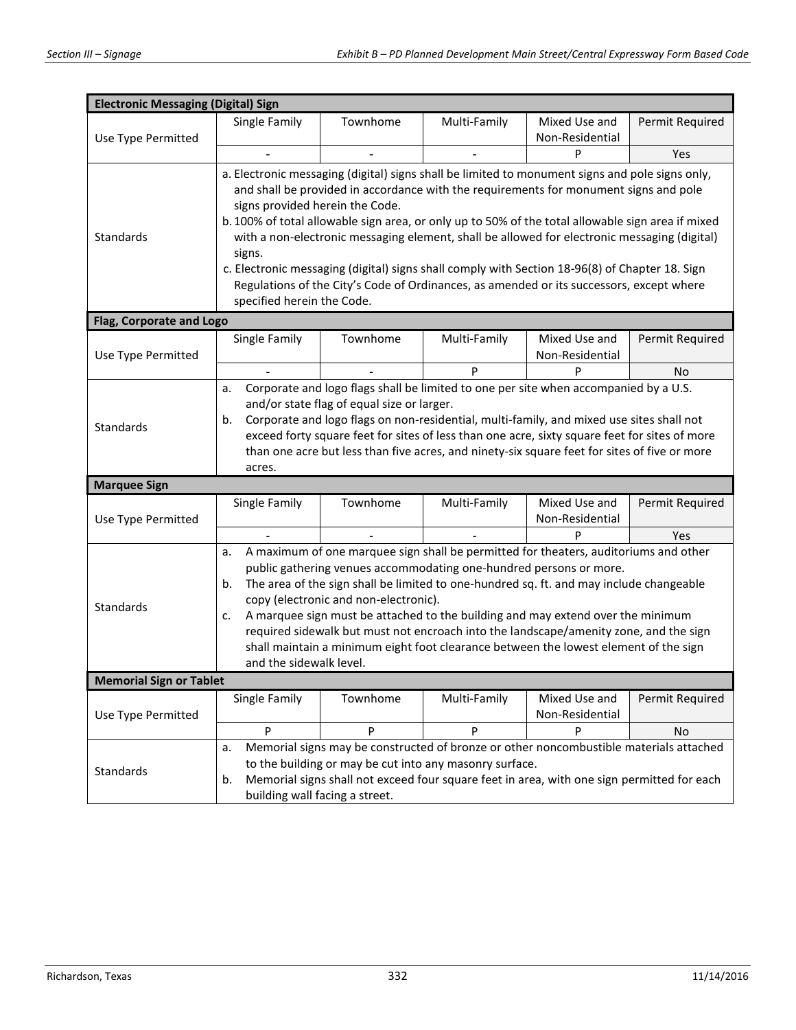| Electronic Messaging (Digital) Sign | | | | | |
|---|---|---|---|---|---|
| Use Type Permitted | Single Family | Townhome | Multi-Family | Mixed Use and Non-Residential | Permit Required |
| | - | - | - | P | Yes |
| Standards | a. Electronic messaging (digital) signs shall be limited to monument signs and pole signs only, and shall be provided in accordance with the requirements for monument signs and pole signs provided herein the Code.<br>b. 100% of total allowable sign area, or only up to 50% of the total allowable sign area if mixed with a non-electronic messaging element, shall be allowed for electronic messaging (digital) signs.<br>c. Electronic messaging (digital) signs shall comply with Section 18-96(8) of Chapter 18. Sign Regulations of the City's Code of Ordinances, as amended or its successors, except where specified herein the Code. | | | | |

| Flag, Corporate and Logo | | | | | |
|---|---|---|---|---|---|
| Use Type Permitted | Single Family | Townhome | Multi-Family | Mixed Use and Non-Residential | Permit Required |
| | - | - | P | P | No |
| Standards | a. Corporate and logo flags shall be limited to one per site when accompanied by a U.S. and/or state flag of equal size or larger.<br>b. Corporate and logo flags on non-residential, multi-family, and mixed use sites shall not exceed forty square feet for sites of less than one acre, sixty square feet for sites of more than one acre but less than five acres, and ninety-six square feet for sites of five or more acres. | | | | |

| Marquee Sign | | | | | |
|---|---|---|---|---|---|
| Use Type Permitted | Single Family | Townhome | Multi-Family | Mixed Use and Non-Residential | Permit Required |
| | - | - | - | P | Yes |
| Standards | a. A maximum of one marquee sign shall be permitted for theaters, auditoriums and other public gathering venues accommodating one-hundred persons or more.<br>b. The area of the sign shall be limited to one-hundred sq. ft. and may include changeable copy (electronic and non-electronic).<br>c. A marquee sign must be attached to the building and may extend over the minimum required sidewalk but must not encroach into the landscape/amenity zone, and the sign shall maintain a minimum eight foot clearance between the lowest element of the sign and the sidewalk level. | | | | |

| Memorial Sign or Tablet | | | | | |
|---|---|---|---|---|---|
| Use Type Permitted | Single Family | Townhome | Multi-Family | Mixed Use and Non-Residential | Permit Required |
| | P | P | P | P | No |
| Standards | a. Memorial signs may be constructed of bronze or other noncombustible materials attached to the building or may be cut into any masonry surface.<br>b. Memorial signs shall not exceed four square feet in area, with one sign permitted for each building wall facing a street. | | | | |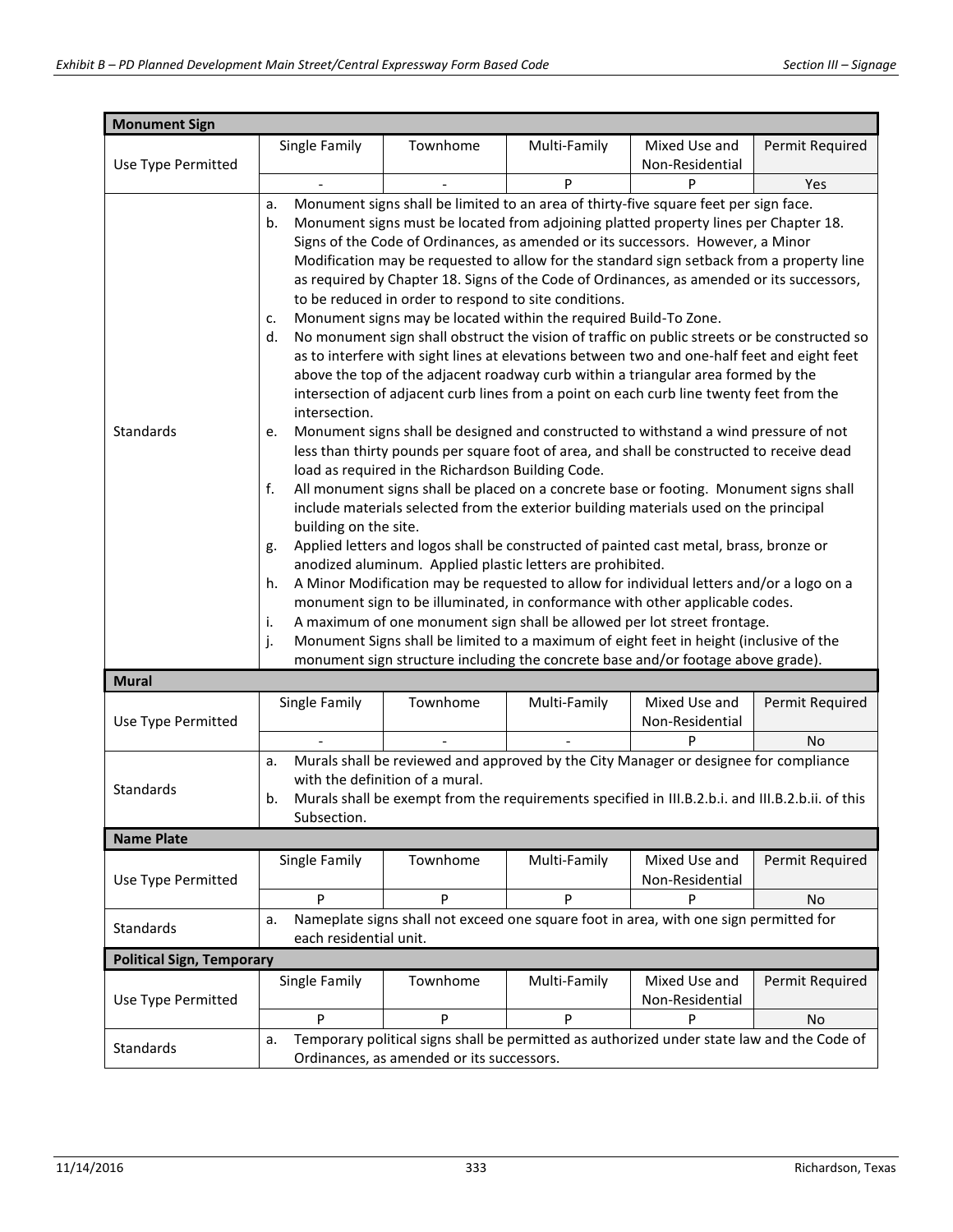| **Monument Sign** | | | | | |
|---|---|---|---|---|---|
| Use Type Permitted | Single Family | Townhome | Multi-Family | Mixed Use and Non-Residential | Permit Required |
| | - | - | P | P | Yes |
| Standards | a. Monument signs shall be limited to an area of thirty-five square feet per sign face.<br>b. Monument signs must be located from adjoining platted property lines per Chapter 18. Signs of the Code of Ordinances, as amended or its successors. However, a Minor Modification may be requested to allow for the standard sign setback from a property line as required by Chapter 18. Signs of the Code of Ordinances, as amended or its successors, to be reduced in order to respond to site conditions.<br>c. Monument signs may be located within the required Build-To Zone.<br>d. No monument sign shall obstruct the vision of traffic on public streets or be constructed so as to interfere with sight lines at elevations between two and one-half feet and eight feet above the top of the adjacent roadway curb within a triangular area formed by the intersection of adjacent curb lines from a point on each curb line twenty feet from the intersection.<br>e. Monument signs shall be designed and constructed to withstand a wind pressure of not less than thirty pounds per square foot of area, and shall be constructed to receive dead load as required in the Richardson Building Code.<br>f. All monument signs shall be placed on a concrete base or footing. Monument signs shall include materials selected from the exterior building materials used on the principal building on the site.<br>g. Applied letters and logos shall be constructed of painted cast metal, brass, bronze or anodized aluminum. Applied plastic letters are prohibited.<br>h. A Minor Modification may be requested to allow for individual letters and/or a logo on a monument sign to be illuminated, in conformance with other applicable codes.<br>i. A maximum of one monument sign shall be allowed per lot street frontage.<br>j. Monument Signs shall be limited to a maximum of eight feet in height (inclusive of the monument sign structure including the concrete base and/or footage above grade). | | | | | |
| **Mural** | | | | | |
| Use Type Permitted | Single Family | Townhome | Multi-Family | Mixed Use and Non-Residential | Permit Required |
| | - | - | - | P | No |
| Standards | a. Murals shall be reviewed and approved by the City Manager or designee for compliance with the definition of a mural.<br>b. Murals shall be exempt from the requirements specified in III.B.2.b.i. and III.B.2.b.ii. of this Subsection. | | | | |
| **Name Plate** | | | | | |
| Use Type Permitted | Single Family | Townhome | Multi-Family | Mixed Use and Non-Residential | Permit Required |
| | P | P | P | P | No |
| Standards | a. Nameplate signs shall not exceed one square foot in area, with one sign permitted for each residential unit. | | | | |
| **Political Sign, Temporary** | | | | | |
| Use Type Permitted | Single Family | Townhome | Multi-Family | Mixed Use and Non-Residential | Permit Required |
| | P | P | P | P | No |
| Standards | a. Temporary political signs shall be permitted as authorized under state law and the Code of Ordinances, as amended or its successors. | | | | |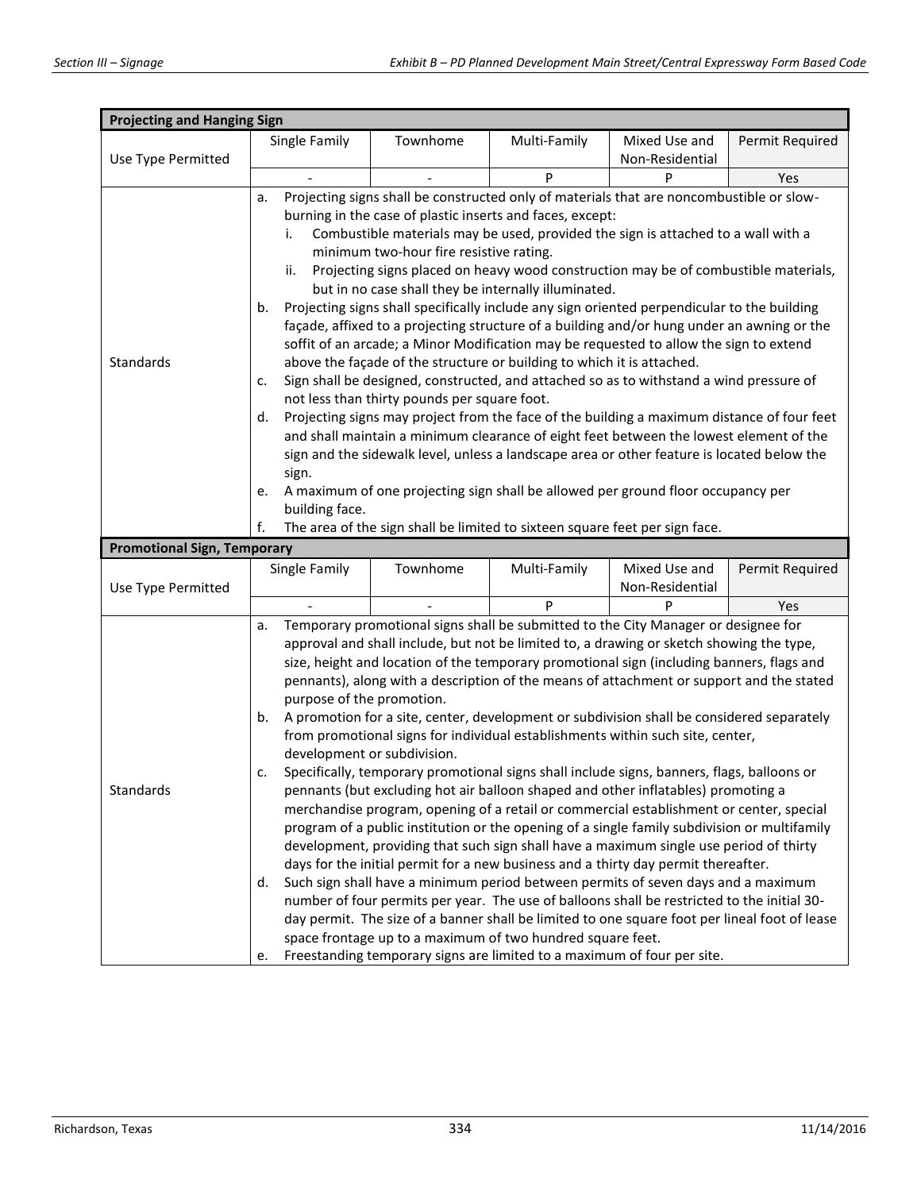| Projecting and Hanging Sign | | | | | |
|---|---|---|---|---|---|
| Use Type Permitted | Single Family | Townhome | Multi-Family | Mixed Use and Non-Residential | Permit Required |
| | - | - | P | P | Yes |
| Standards | a. Projecting signs shall be constructed only of materials that are noncombustible or slow-burning in the case of plastic inserts and faces, except:<br>i. Combustible materials may be used, provided the sign is attached to a wall with a minimum two-hour fire resistive rating.<br>ii. Projecting signs placed on heavy wood construction may be of combustible materials, but in no case shall they be internally illuminated.<br>b. Projecting signs shall specifically include any sign oriented perpendicular to the building façade, affixed to a projecting structure of a building and/or hung under an awning or the soffit of an arcade; a Minor Modification may be requested to allow the sign to extend above the façade of the structure or building to which it is attached.<br>c. Sign shall be designed, constructed, and attached so as to withstand a wind pressure of not less than thirty pounds per square foot.<br>d. Projecting signs may project from the face of the building a maximum distance of four feet and shall maintain a minimum clearance of eight feet between the lowest element of the sign and the sidewalk level, unless a landscape area or other feature is located below the sign.<br>e. A maximum of one projecting sign shall be allowed per ground floor occupancy per building face.<br>f. The area of the sign shall be limited to sixteen square feet per sign face. | | | | | |

| Promotional Sign, Temporary | | | | | |
|---|---|---|---|---|---|
| Use Type Permitted | Single Family | Townhome | Multi-Family | Mixed Use and Non-Residential | Permit Required |
| | - | - | P | P | Yes |
| Standards | a. Temporary promotional signs shall be submitted to the City Manager or designee for approval and shall include, but not be limited to, a drawing or sketch showing the type, size, height and location of the temporary promotional sign (including banners, flags and pennants), along with a description of the means of attachment or support and the stated purpose of the promotion.<br>b. A promotion for a site, center, development or subdivision shall be considered separately from promotional signs for individual establishments within such site, center, development or subdivision.<br>c. Specifically, temporary promotional signs shall include signs, banners, flags, balloons or pennants (but excluding hot air balloon shaped and other inflatables) promoting a merchandise program, opening of a retail or commercial establishment or center, special program of a public institution or the opening of a single family subdivision or multifamily development, providing that such sign shall have a maximum single use period of thirty days for the initial permit for a new business and a thirty day permit thereafter.<br>d. Such sign shall have a minimum period between permits of seven days and a maximum number of four permits per year. The use of balloons shall be restricted to the initial 30-day permit. The size of a banner shall be limited to one square foot per lineal foot of lease space frontage up to a maximum of two hundred square feet.<br>e. Freestanding temporary signs are limited to a maximum of four per site. | | | | | |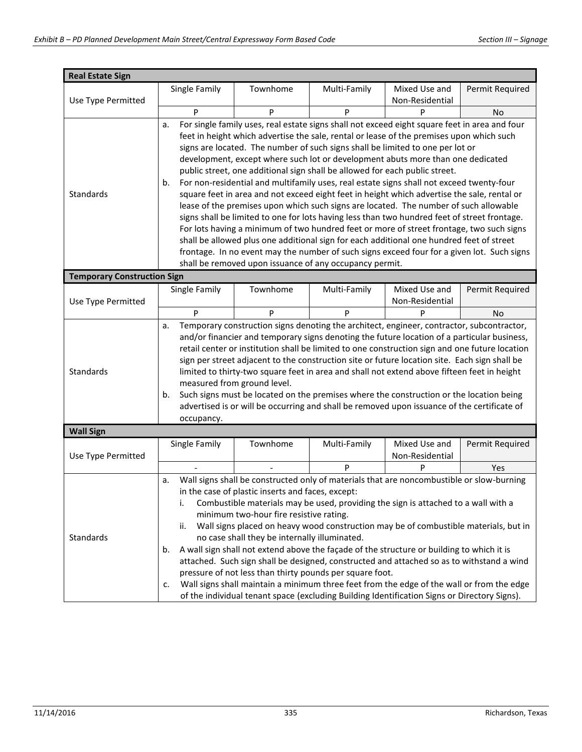| Real Estate Sign | | | | | |
|---|---|---|---|---|---|
| Use Type Permitted | Single Family | Townhome | Multi-Family | Mixed Use and Non-Residential | Permit Required |
| | P | P | P | P | No |
| Standards | a. For single family uses, real estate signs shall not exceed eight square feet in area and four feet in height which advertise the sale, rental or lease of the premises upon which such signs are located. The number of such signs shall be limited to one per lot or development, except where such lot or development abuts more than one dedicated public street, one additional sign shall be allowed for each public street.<br>b. For non-residential and multifamily uses, real estate signs shall not exceed twenty-four square feet in area and not exceed eight feet in height which advertise the sale, rental or lease of the premises upon which such signs are located. The number of such allowable signs shall be limited to one for lots having less than two hundred feet of street frontage. For lots having a minimum of two hundred feet or more of street frontage, two such signs shall be allowed plus one additional sign for each additional one hundred feet of street frontage. In no event may the number of such signs exceed four for a given lot. Such signs shall be removed upon issuance of any occupancy permit. | | | | |

| Temporary Construction Sign | | | | | |
|---|---|---|---|---|---|
| Use Type Permitted | Single Family | Townhome | Multi-Family | Mixed Use and Non-Residential | Permit Required |
| | P | P | P | P | No |
| Standards | a. Temporary construction signs denoting the architect, engineer, contractor, subcontractor, and/or financier and temporary signs denoting the future location of a particular business, retail center or institution shall be limited to one construction sign and one future location sign per street adjacent to the construction site or future location site. Each sign shall be limited to thirty-two square feet in area and shall not extend above fifteen feet in height measured from ground level.<br>b. Such signs must be located on the premises where the construction or the location being advertised is or will be occurring and shall be removed upon issuance of the certificate of occupancy. | | | | |

| Wall Sign | | | | | |
|---|---|---|---|---|---|
| Use Type Permitted | Single Family | Townhome | Multi-Family | Mixed Use and Non-Residential | Permit Required |
| | - | - | P | P | Yes |
| Standards | a. Wall signs shall be constructed only of materials that are noncombustible or slow-burning in the case of plastic inserts and faces, except:<br>i. Combustible materials may be used, providing the sign is attached to a wall with a minimum two-hour fire resistive rating.<br>ii. Wall signs placed on heavy wood construction may be of combustible materials, but in no case shall they be internally illuminated.<br>b. A wall sign shall not extend above the façade of the structure or building to which it is attached. Such sign shall be designed, constructed and attached so as to withstand a wind pressure of not less than thirty pounds per square foot.<br>c. Wall signs shall maintain a minimum three feet from the edge of the wall or from the edge of the individual tenant space (excluding Building Identification Signs or Directory Signs). | | | | |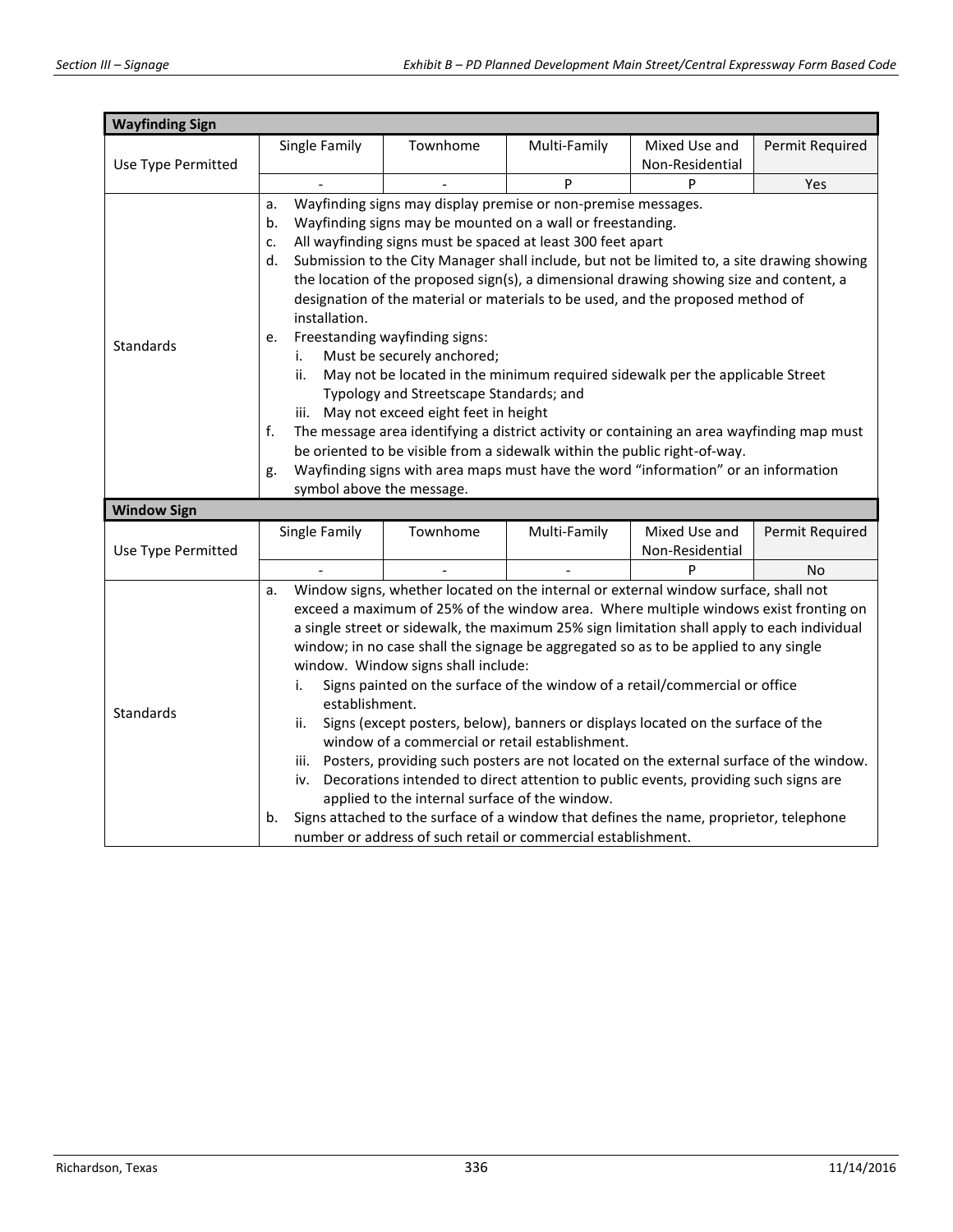### Wayfinding Sign

| Use Type Permitted | Single Family | Townhome | Multi-Family | Mixed Use and Non-Residential | Permit Required |
|---|---|---|---|---|---|
| | - | - | P | P | Yes |

**Standards**

a. Wayfinding signs may display premise or non-premise messages.
b. Wayfinding signs may be mounted on a wall or freestanding.
c. All wayfinding signs must be spaced at least 300 feet apart
d. Submission to the City Manager shall include, but not be limited to, a site drawing showing the location of the proposed sign(s), a dimensional drawing showing size and content, a designation of the material or materials to be used, and the proposed method of installation.
e. Freestanding wayfinding signs:
   i. Must be securely anchored;
   ii. May not be located in the minimum required sidewalk per the applicable Street Typology and Streetscape Standards; and
   iii. May not exceed eight feet in height
f. The message area identifying a district activity or containing an area wayfinding map must be oriented to be visible from a sidewalk within the public right-of-way.
g. Wayfinding signs with area maps must have the word "information" or an information symbol above the message.

### Window Sign

| Use Type Permitted | Single Family | Townhome | Multi-Family | Mixed Use and Non-Residential | Permit Required |
|---|---|---|---|---|---|
| | - | - | - | P | No |

**Standards**

a. Window signs, whether located on the internal or external window surface, shall not exceed a maximum of 25% of the window area. Where multiple windows exist fronting on a single street or sidewalk, the maximum 25% sign limitation shall apply to each individual window; in no case shall the signage be aggregated so as to be applied to any single window. Window signs shall include:
   i. Signs painted on the surface of the window of a retail/commercial or office establishment.
   ii. Signs (except posters, below), banners or displays located on the surface of the window of a commercial or retail establishment.
   iii. Posters, providing such posters are not located on the external surface of the window.
   iv. Decorations intended to direct attention to public events, providing such signs are applied to the internal surface of the window.
b. Signs attached to the surface of a window that defines the name, proprietor, telephone number or address of such retail or commercial establishment.